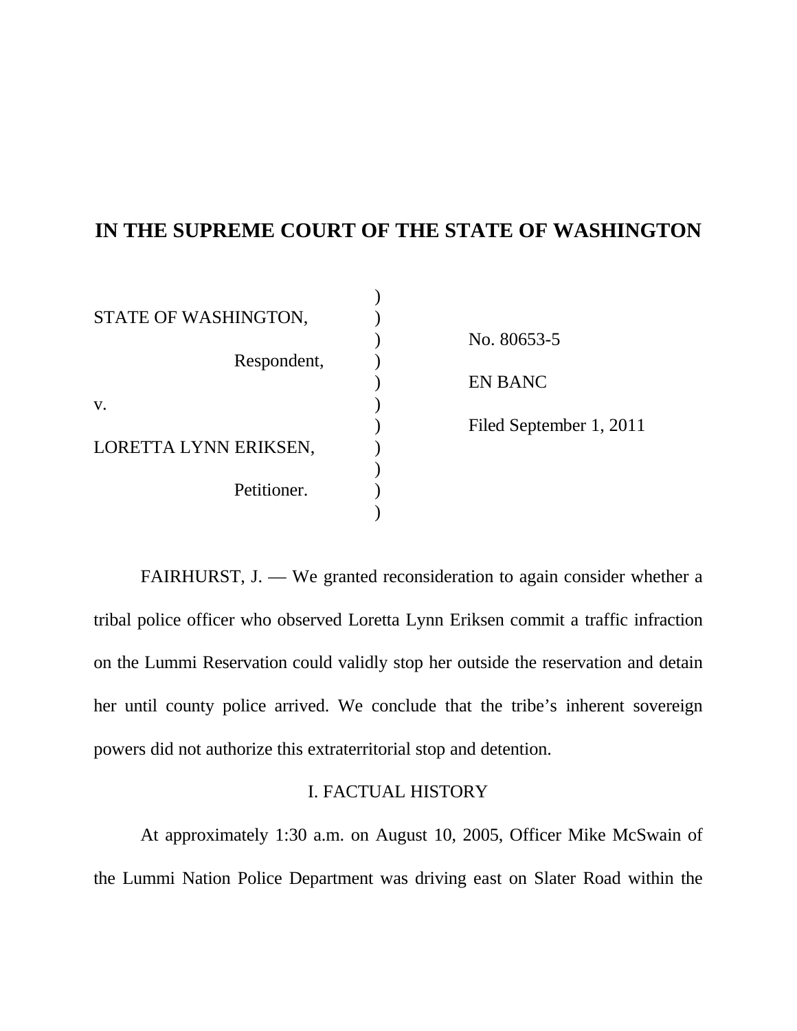# IN THE SUPREME COURT OF THE STATE OF WASHINGTON

| | |
|---|---|
| STATE OF WASHINGTON,<br><br>Respondent,<br><br>v.<br><br>LORETTA LYNN ERIKSEN,<br><br>Petitioner. | No. 80653-5<br><br>EN BANC<br><br>Filed September 1, 2011 |

FAIRHURST, J. — We granted reconsideration to again consider whether a tribal police officer who observed Loretta Lynn Eriksen commit a traffic infraction on the Lummi Reservation could validly stop her outside the reservation and detain her until county police arrived. We conclude that the tribe's inherent sovereign powers did not authorize this extraterritorial stop and detention.

## I. FACTUAL HISTORY

At approximately 1:30 a.m. on August 10, 2005, Officer Mike McSwain of the Lummi Nation Police Department was driving east on Slater Road within the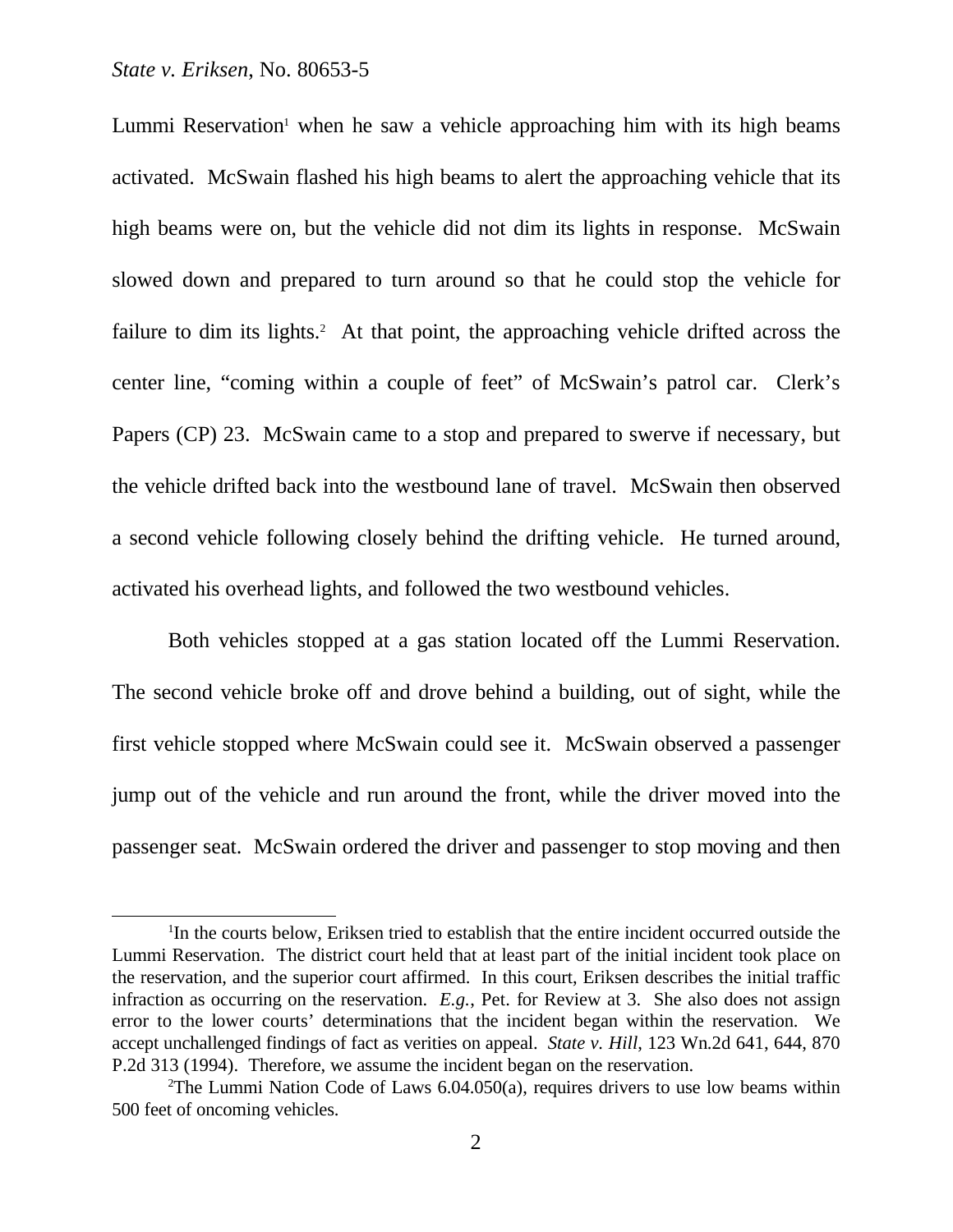Lummi Reservation[1] when he saw a vehicle approaching him with its high beams activated. McSwain flashed his high beams to alert the approaching vehicle that its high beams were on, but the vehicle did not dim its lights in response. McSwain slowed down and prepared to turn around so that he could stop the vehicle for failure to dim its lights.[2] At that point, the approaching vehicle drifted across the center line, "coming within a couple of feet" of McSwain's patrol car. Clerk's Papers (CP) 23. McSwain came to a stop and prepared to swerve if necessary, but the vehicle drifted back into the westbound lane of travel. McSwain then observed a second vehicle following closely behind the drifting vehicle. He turned around, activated his overhead lights, and followed the two westbound vehicles.

Both vehicles stopped at a gas station located off the Lummi Reservation. The second vehicle broke off and drove behind a building, out of sight, while the first vehicle stopped where McSwain could see it. McSwain observed a passenger jump out of the vehicle and run around the front, while the driver moved into the passenger seat. McSwain ordered the driver and passenger to stop moving and then

---

[1]In the courts below, Eriksen tried to establish that the entire incident occurred outside the Lummi Reservation. The district court held that at least part of the initial incident took place on the reservation, and the superior court affirmed. In this court, Eriksen describes the initial traffic infraction as occurring on the reservation. *E.g.*, Pet. for Review at 3. She also does not assign error to the lower courts' determinations that the incident began within the reservation. We accept unchallenged findings of fact as verities on appeal. *State v. Hill*, 123 Wn.2d 641, 644, 870 P.2d 313 (1994). Therefore, we assume the incident began on the reservation.

[2]The Lummi Nation Code of Laws 6.04.050(a), requires drivers to use low beams within 500 feet of oncoming vehicles.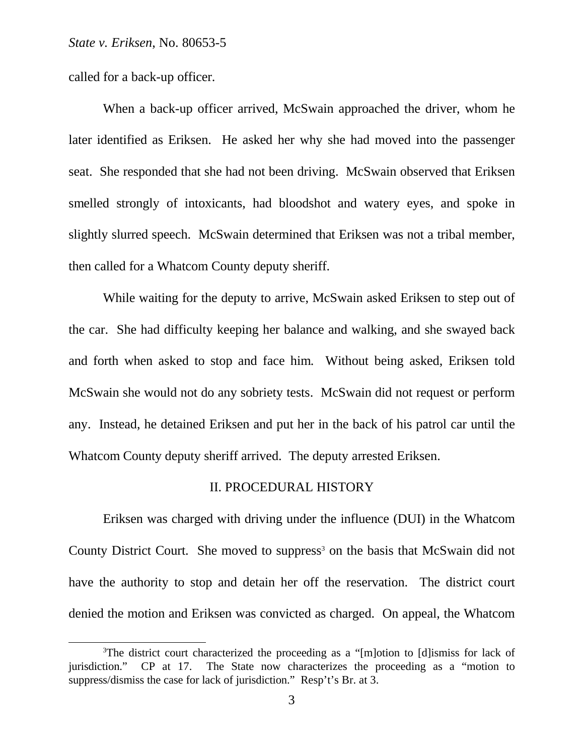called for a back-up officer.

When a back-up officer arrived, McSwain approached the driver, whom he later identified as Eriksen. He asked her why she had moved into the passenger seat. She responded that she had not been driving. McSwain observed that Eriksen smelled strongly of intoxicants, had bloodshot and watery eyes, and spoke in slightly slurred speech. McSwain determined that Eriksen was not a tribal member, then called for a Whatcom County deputy sheriff.

While waiting for the deputy to arrive, McSwain asked Eriksen to step out of the car. She had difficulty keeping her balance and walking, and she swayed back and forth when asked to stop and face him. Without being asked, Eriksen told McSwain she would not do any sobriety tests. McSwain did not request or perform any. Instead, he detained Eriksen and put her in the back of his patrol car until the Whatcom County deputy sheriff arrived. The deputy arrested Eriksen.

## II. PROCEDURAL HISTORY

Eriksen was charged with driving under the influence (DUI) in the Whatcom County District Court. She moved to suppress[3] on the basis that McSwain did not have the authority to stop and detain her off the reservation. The district court denied the motion and Eriksen was convicted as charged. On appeal, the Whatcom

---

[3]The district court characterized the proceeding as a "[m]otion to [d]ismiss for lack of jurisdiction." CP at 17. The State now characterizes the proceeding as a "motion to suppress/dismiss the case for lack of jurisdiction." Resp't's Br. at 3.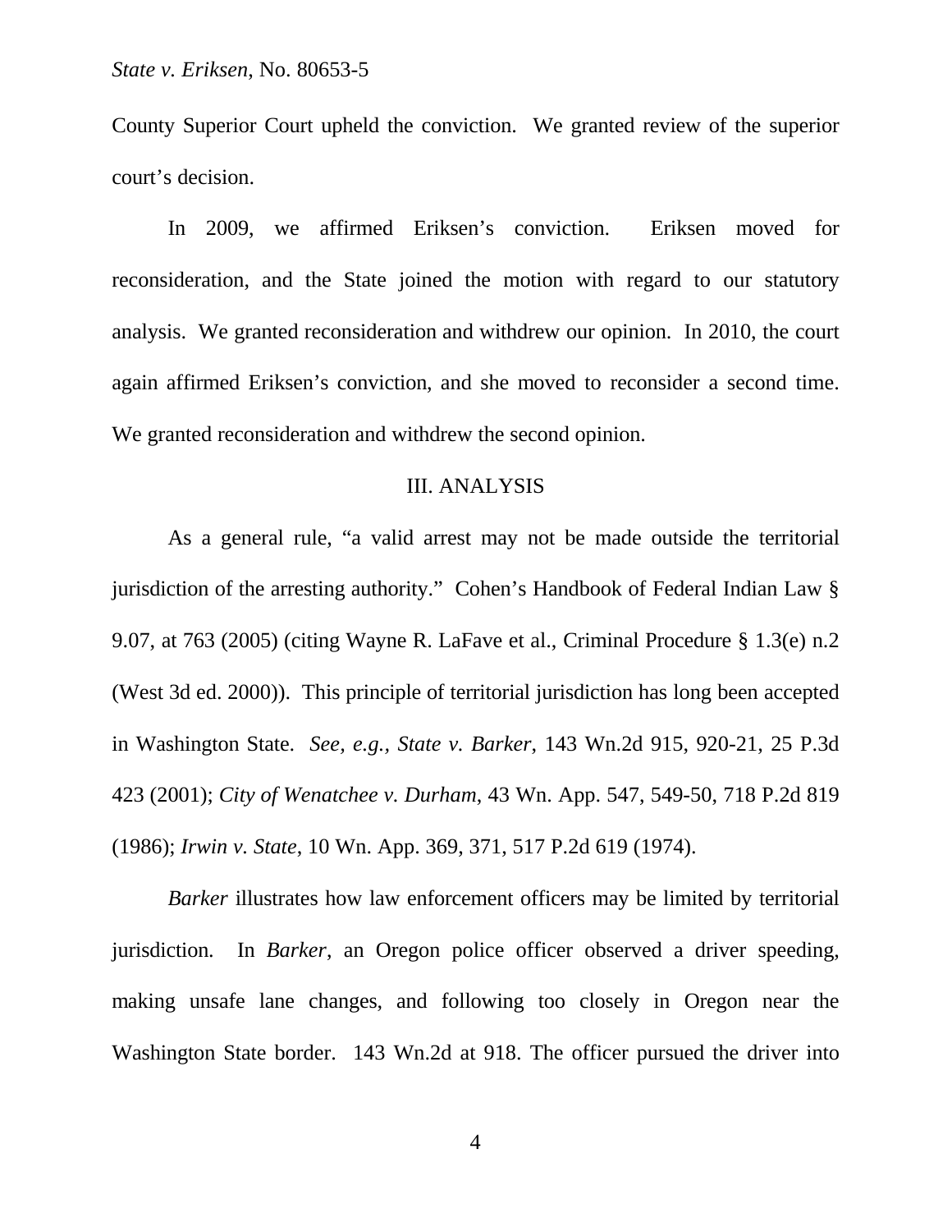County Superior Court upheld the conviction. We granted review of the superior court's decision.

In 2009, we affirmed Eriksen's conviction. Eriksen moved for reconsideration, and the State joined the motion with regard to our statutory analysis. We granted reconsideration and withdrew our opinion. In 2010, the court again affirmed Eriksen's conviction, and she moved to reconsider a second time. We granted reconsideration and withdrew the second opinion.

## III. ANALYSIS

As a general rule, "a valid arrest may not be made outside the territorial jurisdiction of the arresting authority." Cohen's Handbook of Federal Indian Law § 9.07, at 763 (2005) (citing Wayne R. LaFave et al., Criminal Procedure § 1.3(e) n.2 (West 3d ed. 2000)). This principle of territorial jurisdiction has long been accepted in Washington State. *See, e.g., State v. Barker*, 143 Wn.2d 915, 920-21, 25 P.3d 423 (2001); *City of Wenatchee v. Durham*, 43 Wn. App. 547, 549-50, 718 P.2d 819 (1986); *Irwin v. State*, 10 Wn. App. 369, 371, 517 P.2d 619 (1974).

*Barker* illustrates how law enforcement officers may be limited by territorial jurisdiction. In *Barker*, an Oregon police officer observed a driver speeding, making unsafe lane changes, and following too closely in Oregon near the Washington State border. 143 Wn.2d at 918. The officer pursued the driver into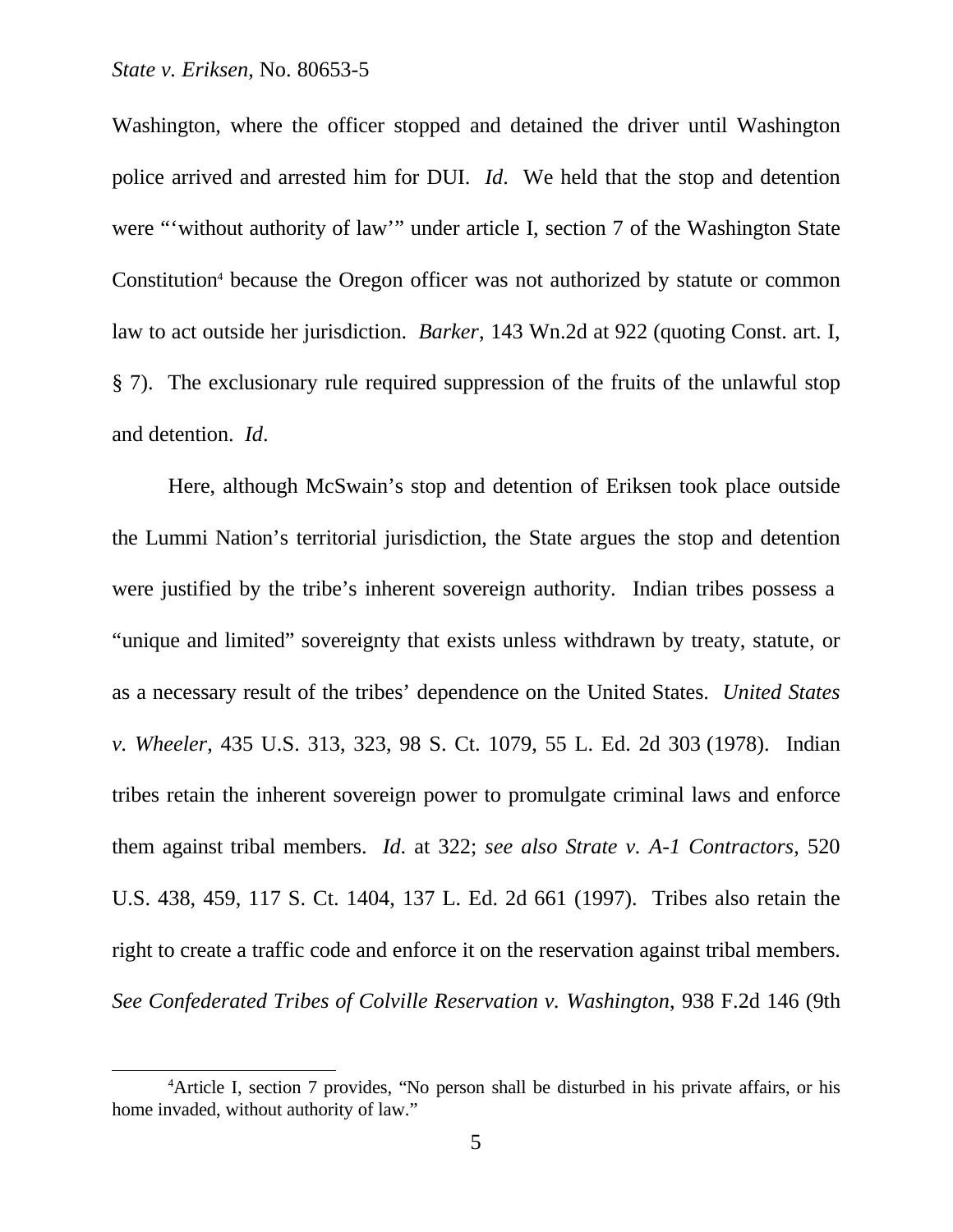Washington, where the officer stopped and detained the driver until Washington police arrived and arrested him for DUI. *Id*. We held that the stop and detention were "'without authority of law'" under article I, section 7 of the Washington State Constitution[4] because the Oregon officer was not authorized by statute or common law to act outside her jurisdiction. *Barker*, 143 Wn.2d at 922 (quoting Const. art. I, § 7). The exclusionary rule required suppression of the fruits of the unlawful stop and detention. *Id*.

Here, although McSwain's stop and detention of Eriksen took place outside the Lummi Nation's territorial jurisdiction, the State argues the stop and detention were justified by the tribe's inherent sovereign authority. Indian tribes possess a "unique and limited" sovereignty that exists unless withdrawn by treaty, statute, or as a necessary result of the tribes' dependence on the United States. *United States v. Wheeler*, 435 U.S. 313, 323, 98 S. Ct. 1079, 55 L. Ed. 2d 303 (1978). Indian tribes retain the inherent sovereign power to promulgate criminal laws and enforce them against tribal members. *Id*. at 322; *see also Strate v. A-1 Contractors*, 520 U.S. 438, 459, 117 S. Ct. 1404, 137 L. Ed. 2d 661 (1997). Tribes also retain the right to create a traffic code and enforce it on the reservation against tribal members. *See Confederated Tribes of Colville Reservation v. Washington*, 938 F.2d 146 (9th

[4]Article I, section 7 provides, "No person shall be disturbed in his private affairs, or his home invaded, without authority of law."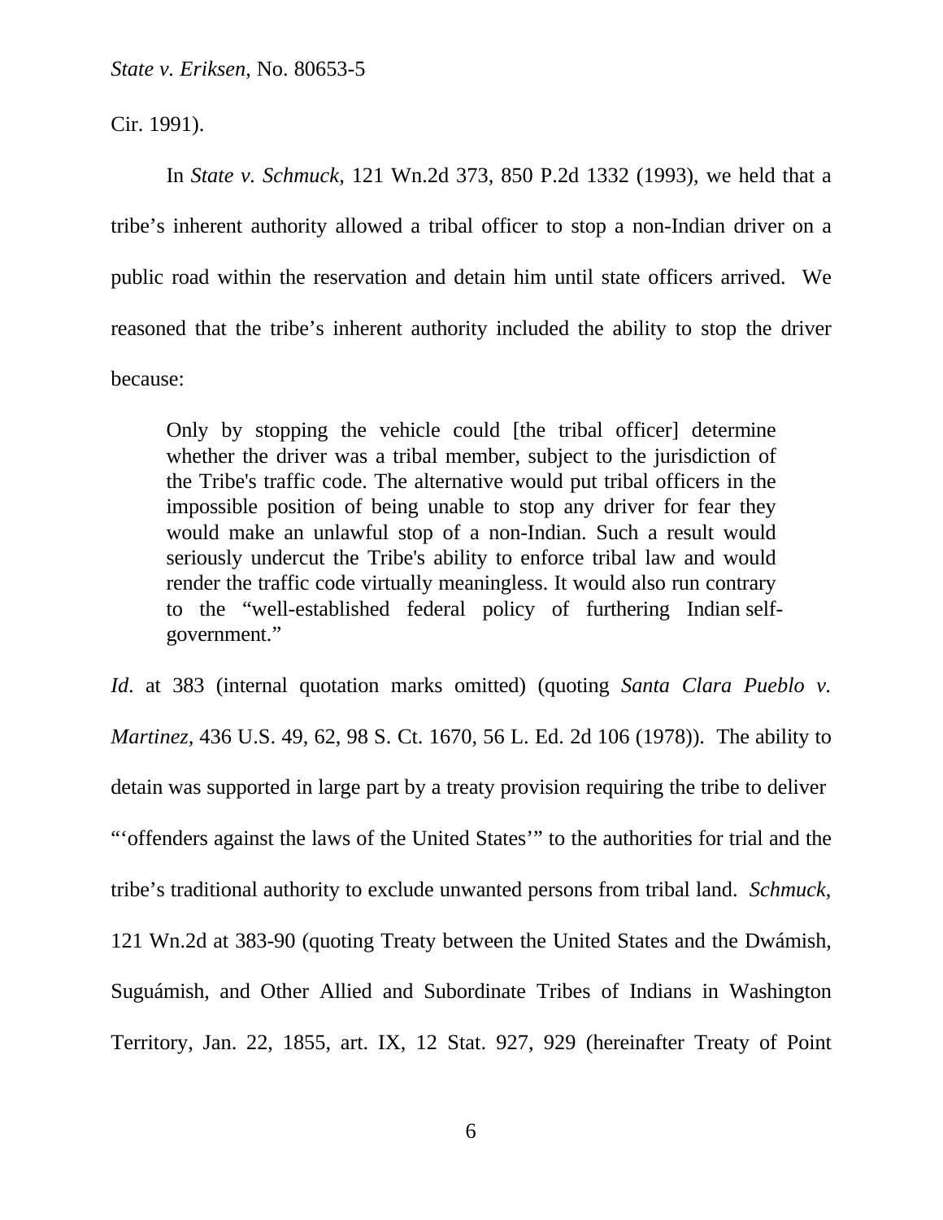Cir. 1991).

In *State v. Schmuck*, 121 Wn.2d 373, 850 P.2d 1332 (1993), we held that a tribe's inherent authority allowed a tribal officer to stop a non-Indian driver on a public road within the reservation and detain him until state officers arrived. We reasoned that the tribe's inherent authority included the ability to stop the driver because:

> Only by stopping the vehicle could [the tribal officer] determine whether the driver was a tribal member, subject to the jurisdiction of the Tribe's traffic code. The alternative would put tribal officers in the impossible position of being unable to stop any driver for fear they would make an unlawful stop of a non-Indian. Such a result would seriously undercut the Tribe's ability to enforce tribal law and would render the traffic code virtually meaningless. It would also run contrary to the "well-established federal policy of furthering Indian self-government."

*Id*. at 383 (internal quotation marks omitted) (quoting *Santa Clara Pueblo v. Martinez,* 436 U.S. 49, 62, 98 S. Ct. 1670, 56 L. Ed. 2d 106 (1978)). The ability to detain was supported in large part by a treaty provision requiring the tribe to deliver "'offenders against the laws of the United States'" to the authorities for trial and the tribe's traditional authority to exclude unwanted persons from tribal land. *Schmuck*, 121 Wn.2d at 383-90 (quoting Treaty between the United States and the Dwámish, Suguámish, and Other Allied and Subordinate Tribes of Indians in Washington Territory, Jan. 22, 1855, art. IX, 12 Stat. 927, 929 (hereinafter Treaty of Point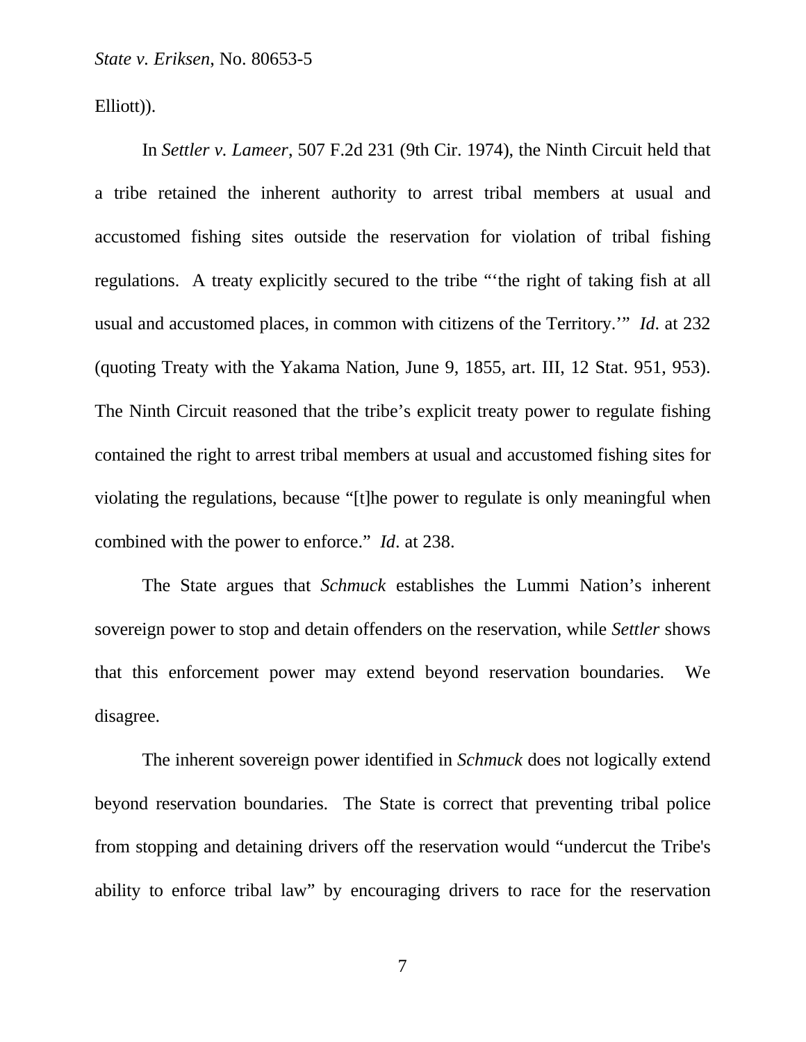Elliott)).

In *Settler v. Lameer*, 507 F.2d 231 (9th Cir. 1974), the Ninth Circuit held that a tribe retained the inherent authority to arrest tribal members at usual and accustomed fishing sites outside the reservation for violation of tribal fishing regulations. A treaty explicitly secured to the tribe "'the right of taking fish at all usual and accustomed places, in common with citizens of the Territory.'" *Id*. at 232 (quoting Treaty with the Yakama Nation, June 9, 1855, art. III, 12 Stat. 951, 953). The Ninth Circuit reasoned that the tribe's explicit treaty power to regulate fishing contained the right to arrest tribal members at usual and accustomed fishing sites for violating the regulations, because "[t]he power to regulate is only meaningful when combined with the power to enforce." *Id*. at 238.

The State argues that *Schmuck* establishes the Lummi Nation's inherent sovereign power to stop and detain offenders on the reservation, while *Settler* shows that this enforcement power may extend beyond reservation boundaries. We disagree.

The inherent sovereign power identified in *Schmuck* does not logically extend beyond reservation boundaries. The State is correct that preventing tribal police from stopping and detaining drivers off the reservation would "undercut the Tribe's ability to enforce tribal law" by encouraging drivers to race for the reservation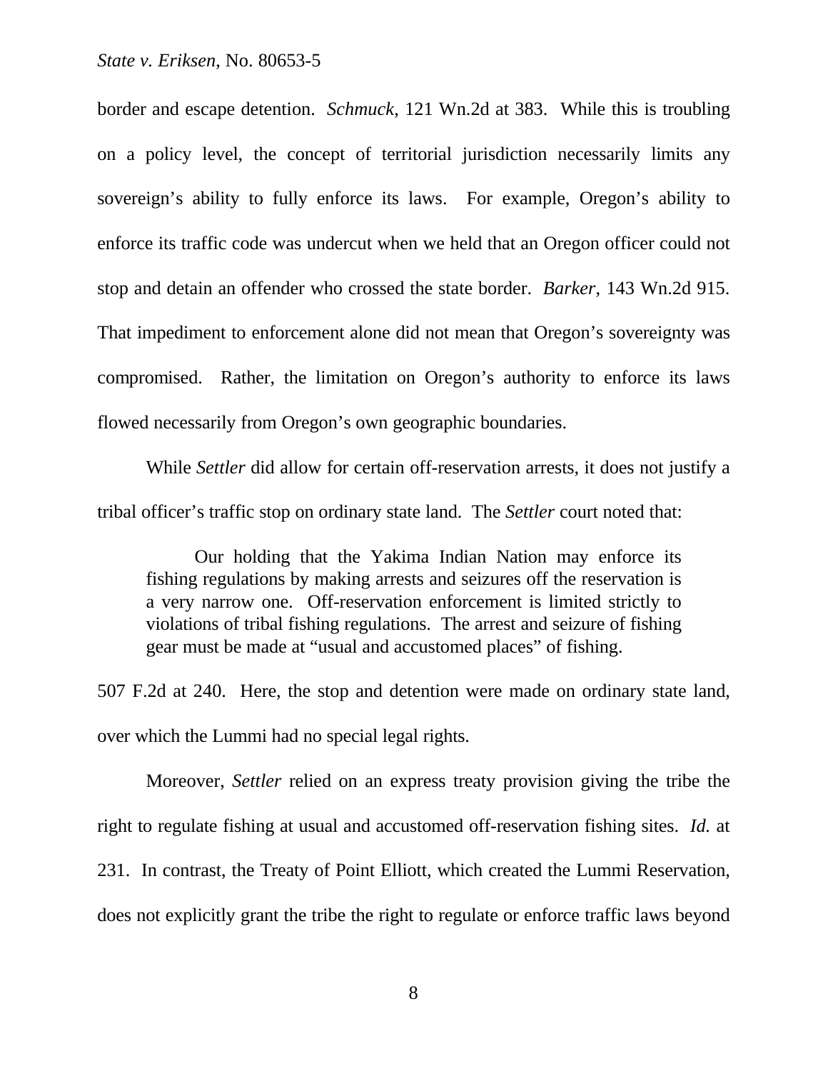border and escape detention. *Schmuck*, 121 Wn.2d at 383. While this is troubling on a policy level, the concept of territorial jurisdiction necessarily limits any sovereign's ability to fully enforce its laws. For example, Oregon's ability to enforce its traffic code was undercut when we held that an Oregon officer could not stop and detain an offender who crossed the state border. *Barker*, 143 Wn.2d 915. That impediment to enforcement alone did not mean that Oregon's sovereignty was compromised. Rather, the limitation on Oregon's authority to enforce its laws flowed necessarily from Oregon's own geographic boundaries.

While *Settler* did allow for certain off-reservation arrests, it does not justify a tribal officer's traffic stop on ordinary state land. The *Settler* court noted that:

> Our holding that the Yakima Indian Nation may enforce its fishing regulations by making arrests and seizures off the reservation is a very narrow one. Off-reservation enforcement is limited strictly to violations of tribal fishing regulations. The arrest and seizure of fishing gear must be made at "usual and accustomed places" of fishing.

507 F.2d at 240. Here, the stop and detention were made on ordinary state land, over which the Lummi had no special legal rights.

Moreover, *Settler* relied on an express treaty provision giving the tribe the right to regulate fishing at usual and accustomed off-reservation fishing sites. *Id.* at 231. In contrast, the Treaty of Point Elliott, which created the Lummi Reservation, does not explicitly grant the tribe the right to regulate or enforce traffic laws beyond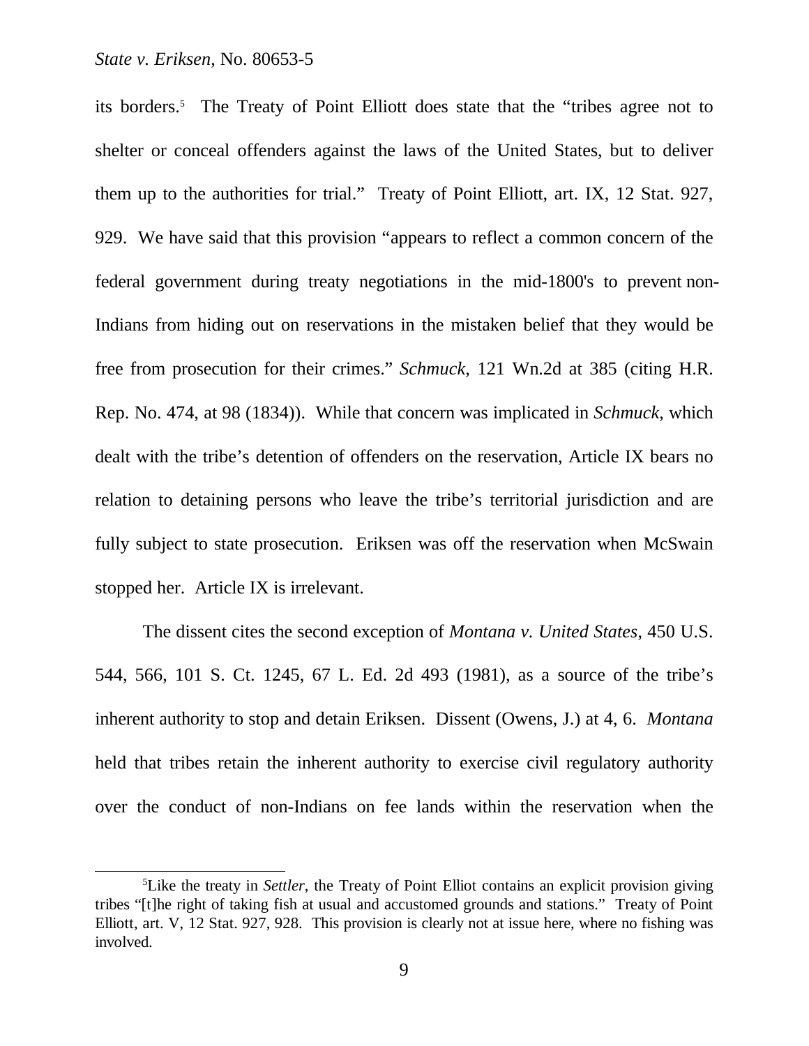its borders.[5] The Treaty of Point Elliott does state that the "tribes agree not to shelter or conceal offenders against the laws of the United States, but to deliver them up to the authorities for trial." Treaty of Point Elliott, art. IX, 12 Stat. 927, 929. We have said that this provision "appears to reflect a common concern of the federal government during treaty negotiations in the mid-1800's to prevent non-Indians from hiding out on reservations in the mistaken belief that they would be free from prosecution for their crimes." *Schmuck*, 121 Wn.2d at 385 (citing H.R. Rep. No. 474, at 98 (1834)). While that concern was implicated in *Schmuck*, which dealt with the tribe's detention of offenders on the reservation, Article IX bears no relation to detaining persons who leave the tribe's territorial jurisdiction and are fully subject to state prosecution. Eriksen was off the reservation when McSwain stopped her. Article IX is irrelevant.

The dissent cites the second exception of *Montana v. United States*, 450 U.S. 544, 566, 101 S. Ct. 1245, 67 L. Ed. 2d 493 (1981), as a source of the tribe's inherent authority to stop and detain Eriksen. Dissent (Owens, J.) at 4, 6. *Montana* held that tribes retain the inherent authority to exercise civil regulatory authority over the conduct of non-Indians on fee lands within the reservation when the

---

[5] Like the treaty in *Settler*, the Treaty of Point Elliot contains an explicit provision giving tribes "[t]he right of taking fish at usual and accustomed grounds and stations." Treaty of Point Elliott, art. V, 12 Stat. 927, 928. This provision is clearly not at issue here, where no fishing was involved.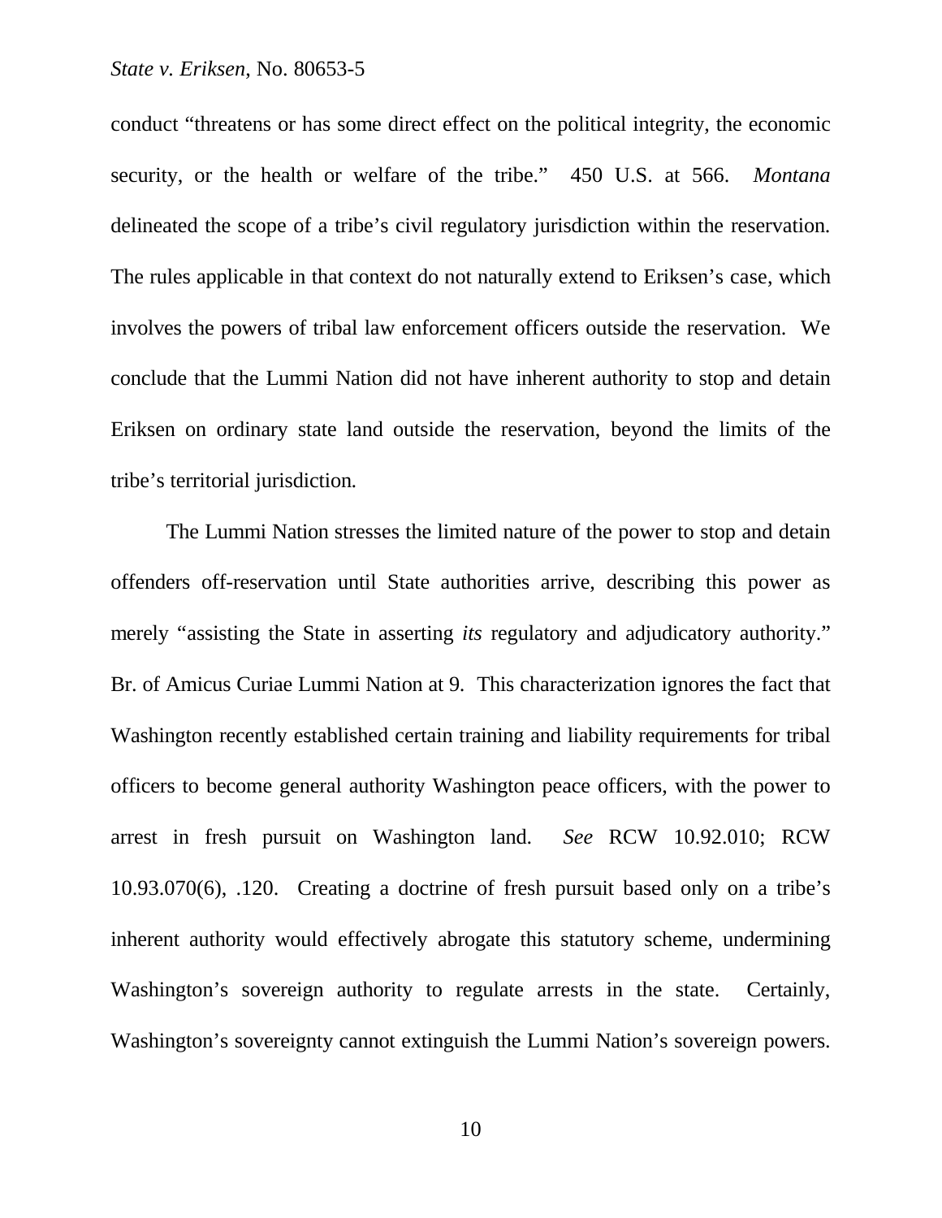conduct "threatens or has some direct effect on the political integrity, the economic security, or the health or welfare of the tribe." 450 U.S. at 566. *Montana* delineated the scope of a tribe's civil regulatory jurisdiction within the reservation. The rules applicable in that context do not naturally extend to Eriksen's case, which involves the powers of tribal law enforcement officers outside the reservation. We conclude that the Lummi Nation did not have inherent authority to stop and detain Eriksen on ordinary state land outside the reservation, beyond the limits of the tribe's territorial jurisdiction.

The Lummi Nation stresses the limited nature of the power to stop and detain offenders off-reservation until State authorities arrive, describing this power as merely "assisting the State in asserting *its* regulatory and adjudicatory authority." Br. of Amicus Curiae Lummi Nation at 9. This characterization ignores the fact that Washington recently established certain training and liability requirements for tribal officers to become general authority Washington peace officers, with the power to arrest in fresh pursuit on Washington land. *See* RCW 10.92.010; RCW 10.93.070(6), .120. Creating a doctrine of fresh pursuit based only on a tribe's inherent authority would effectively abrogate this statutory scheme, undermining Washington's sovereign authority to regulate arrests in the state. Certainly, Washington's sovereignty cannot extinguish the Lummi Nation's sovereign powers.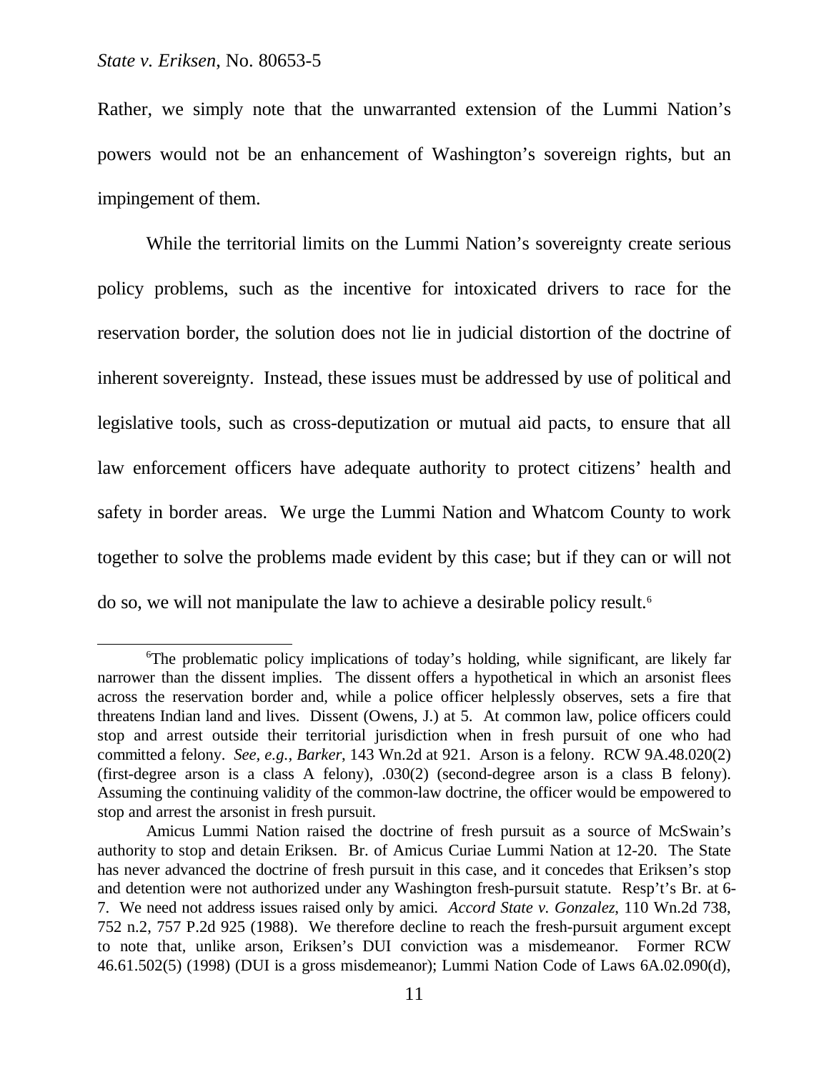Rather, we simply note that the unwarranted extension of the Lummi Nation's powers would not be an enhancement of Washington's sovereign rights, but an impingement of them.

While the territorial limits on the Lummi Nation's sovereignty create serious policy problems, such as the incentive for intoxicated drivers to race for the reservation border, the solution does not lie in judicial distortion of the doctrine of inherent sovereignty. Instead, these issues must be addressed by use of political and legislative tools, such as cross-deputization or mutual aid pacts, to ensure that all law enforcement officers have adequate authority to protect citizens' health and safety in border areas. We urge the Lummi Nation and Whatcom County to work together to solve the problems made evident by this case; but if they can or will not do so, we will not manipulate the law to achieve a desirable policy result.[6]

---

[6]The problematic policy implications of today's holding, while significant, are likely far narrower than the dissent implies. The dissent offers a hypothetical in which an arsonist flees across the reservation border and, while a police officer helplessly observes, sets a fire that threatens Indian land and lives. Dissent (Owens, J.) at 5. At common law, police officers could stop and arrest outside their territorial jurisdiction when in fresh pursuit of one who had committed a felony. *See, e.g.*, *Barker*, 143 Wn.2d at 921. Arson is a felony. RCW 9A.48.020(2) (first-degree arson is a class A felony), .030(2) (second-degree arson is a class B felony). Assuming the continuing validity of the common-law doctrine, the officer would be empowered to stop and arrest the arsonist in fresh pursuit.

Amicus Lummi Nation raised the doctrine of fresh pursuit as a source of McSwain's authority to stop and detain Eriksen. Br. of Amicus Curiae Lummi Nation at 12-20. The State has never advanced the doctrine of fresh pursuit in this case, and it concedes that Eriksen's stop and detention were not authorized under any Washington fresh-pursuit statute. Resp't's Br. at 6-7. We need not address issues raised only by amici. *Accord State v. Gonzalez*, 110 Wn.2d 738, 752 n.2, 757 P.2d 925 (1988). We therefore decline to reach the fresh-pursuit argument except to note that, unlike arson, Eriksen's DUI conviction was a misdemeanor. Former RCW 46.61.502(5) (1998) (DUI is a gross misdemeanor); Lummi Nation Code of Laws 6A.02.090(d),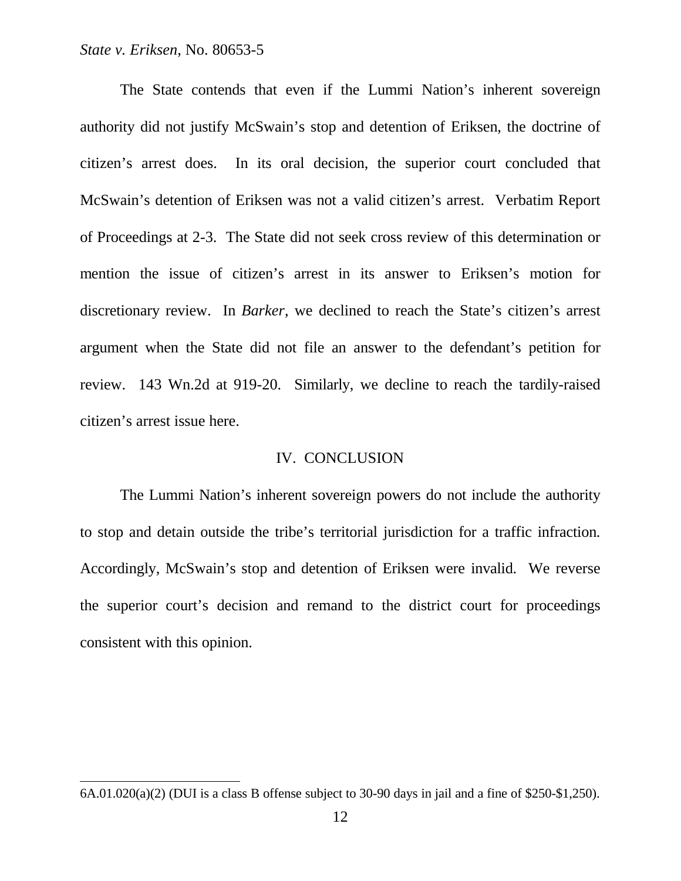The State contends that even if the Lummi Nation's inherent sovereign authority did not justify McSwain's stop and detention of Eriksen, the doctrine of citizen's arrest does. In its oral decision, the superior court concluded that McSwain's detention of Eriksen was not a valid citizen's arrest. Verbatim Report of Proceedings at 2-3. The State did not seek cross review of this determination or mention the issue of citizen's arrest in its answer to Eriksen's motion for discretionary review. In *Barker*, we declined to reach the State's citizen's arrest argument when the State did not file an answer to the defendant's petition for review. 143 Wn.2d at 919-20. Similarly, we decline to reach the tardily-raised citizen's arrest issue here.

## IV. CONCLUSION

The Lummi Nation's inherent sovereign powers do not include the authority to stop and detain outside the tribe's territorial jurisdiction for a traffic infraction. Accordingly, McSwain's stop and detention of Eriksen were invalid. We reverse the superior court's decision and remand to the district court for proceedings consistent with this opinion.

---

6A.01.020(a)(2) (DUI is a class B offense subject to 30-90 days in jail and a fine of $250-$1,250).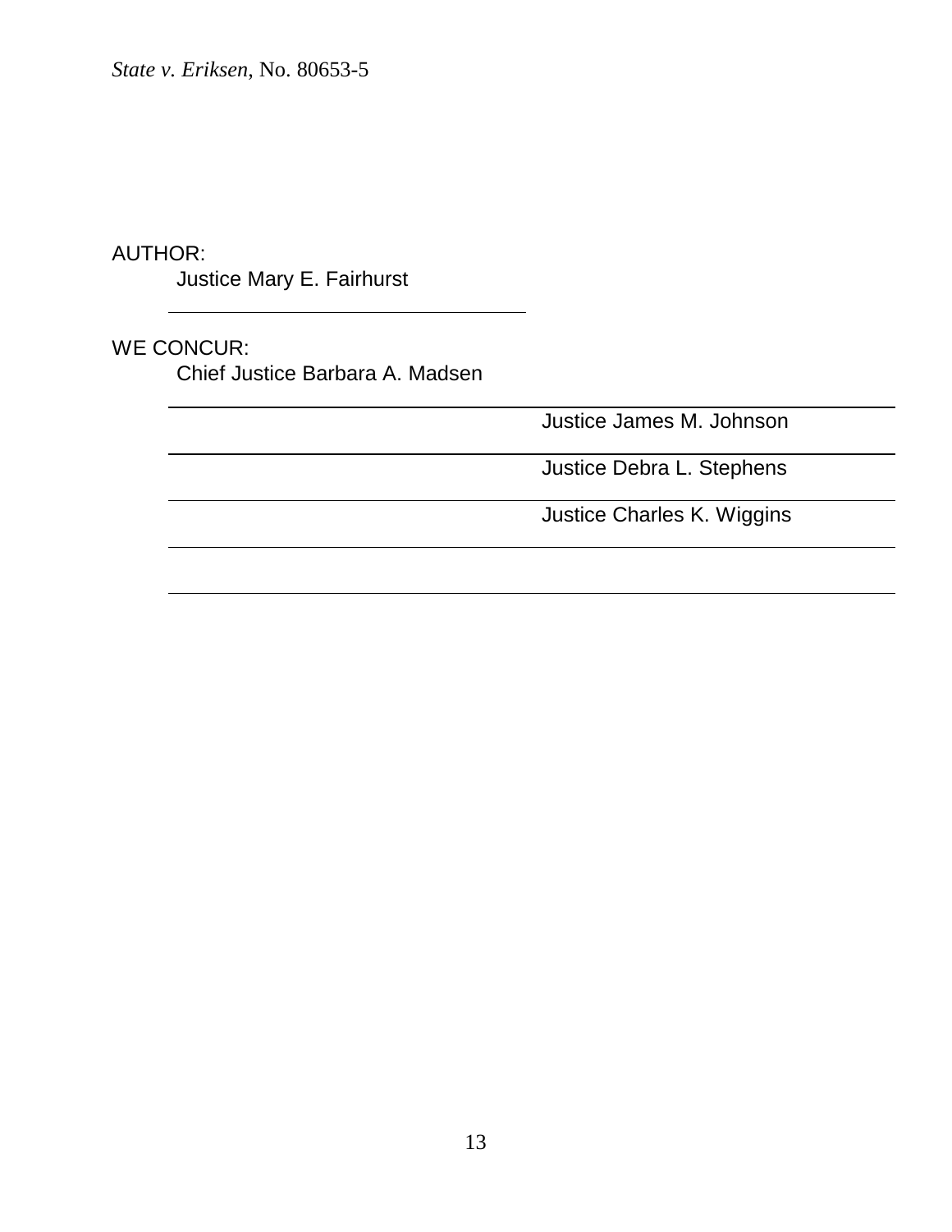AUTHOR:
Justice Mary E. Fairhurst

WE CONCUR:
Chief Justice Barbara A. Madsen

Justice James M. Johnson

Justice Debra L. Stephens

Justice Charles K. Wiggins